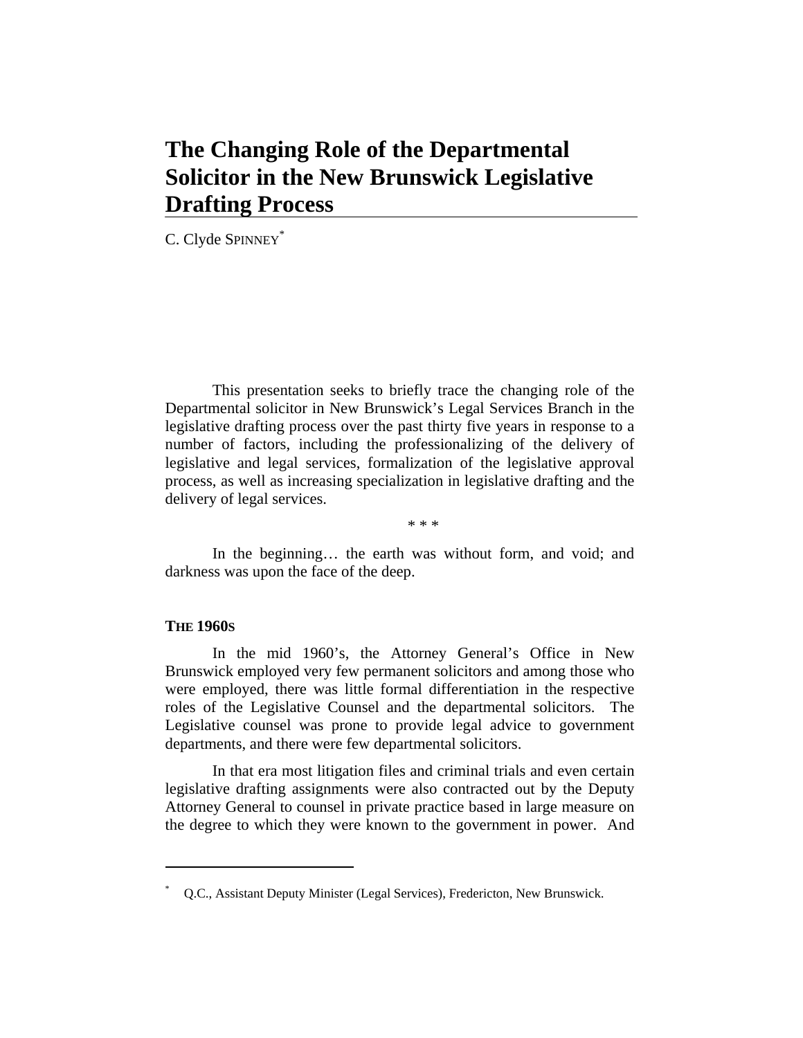# The Changing Role of the Departmental Solicitor in the New Brunswick Legislative Drafting Process

C. Clyde SPINNEY*

This presentation seeks to briefly trace the changing role of the Departmental solicitor in New Brunswick's Legal Services Branch in the legislative drafting process over the past thirty five years in response to a number of factors, including the professionalizing of the delivery of legislative and legal services, formalization of the legislative approval process, as well as increasing specialization in legislative drafting and the delivery of legal services.

\* \* \*

In the beginning… the earth was without form, and void; and darkness was upon the face of the deep.

## THE 1960S

In the mid 1960's, the Attorney General's Office in New Brunswick employed very few permanent solicitors and among those who were employed, there was little formal differentiation in the respective roles of the Legislative Counsel and the departmental solicitors. The Legislative counsel was prone to provide legal advice to government departments, and there were few departmental solicitors.

In that era most litigation files and criminal trials and even certain legislative drafting assignments were also contracted out by the Deputy Attorney General to counsel in private practice based in large measure on the degree to which they were known to the government in power. And

---

\* Q.C., Assistant Deputy Minister (Legal Services), Fredericton, New Brunswick.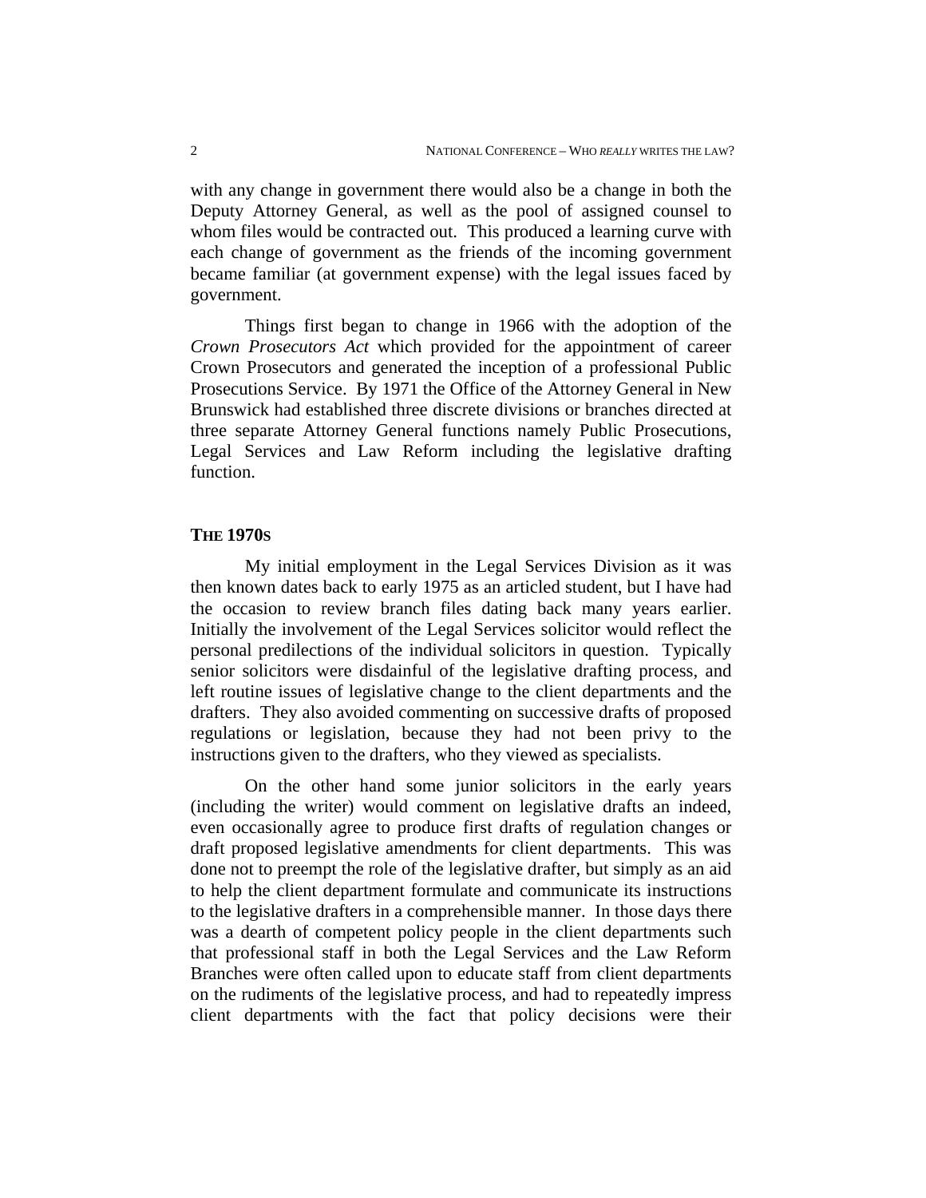with any change in government there would also be a change in both the Deputy Attorney General, as well as the pool of assigned counsel to whom files would be contracted out. This produced a learning curve with each change of government as the friends of the incoming government became familiar (at government expense) with the legal issues faced by government.

Things first began to change in 1966 with the adoption of the *Crown Prosecutors Act* which provided for the appointment of career Crown Prosecutors and generated the inception of a professional Public Prosecutions Service. By 1971 the Office of the Attorney General in New Brunswick had established three discrete divisions or branches directed at three separate Attorney General functions namely Public Prosecutions, Legal Services and Law Reform including the legislative drafting function.

## THE 1970S

My initial employment in the Legal Services Division as it was then known dates back to early 1975 as an articled student, but I have had the occasion to review branch files dating back many years earlier. Initially the involvement of the Legal Services solicitor would reflect the personal predilections of the individual solicitors in question. Typically senior solicitors were disdainful of the legislative drafting process, and left routine issues of legislative change to the client departments and the drafters. They also avoided commenting on successive drafts of proposed regulations or legislation, because they had not been privy to the instructions given to the drafters, who they viewed as specialists.

On the other hand some junior solicitors in the early years (including the writer) would comment on legislative drafts an indeed, even occasionally agree to produce first drafts of regulation changes or draft proposed legislative amendments for client departments. This was done not to preempt the role of the legislative drafter, but simply as an aid to help the client department formulate and communicate its instructions to the legislative drafters in a comprehensible manner. In those days there was a dearth of competent policy people in the client departments such that professional staff in both the Legal Services and the Law Reform Branches were often called upon to educate staff from client departments on the rudiments of the legislative process, and had to repeatedly impress client departments with the fact that policy decisions were their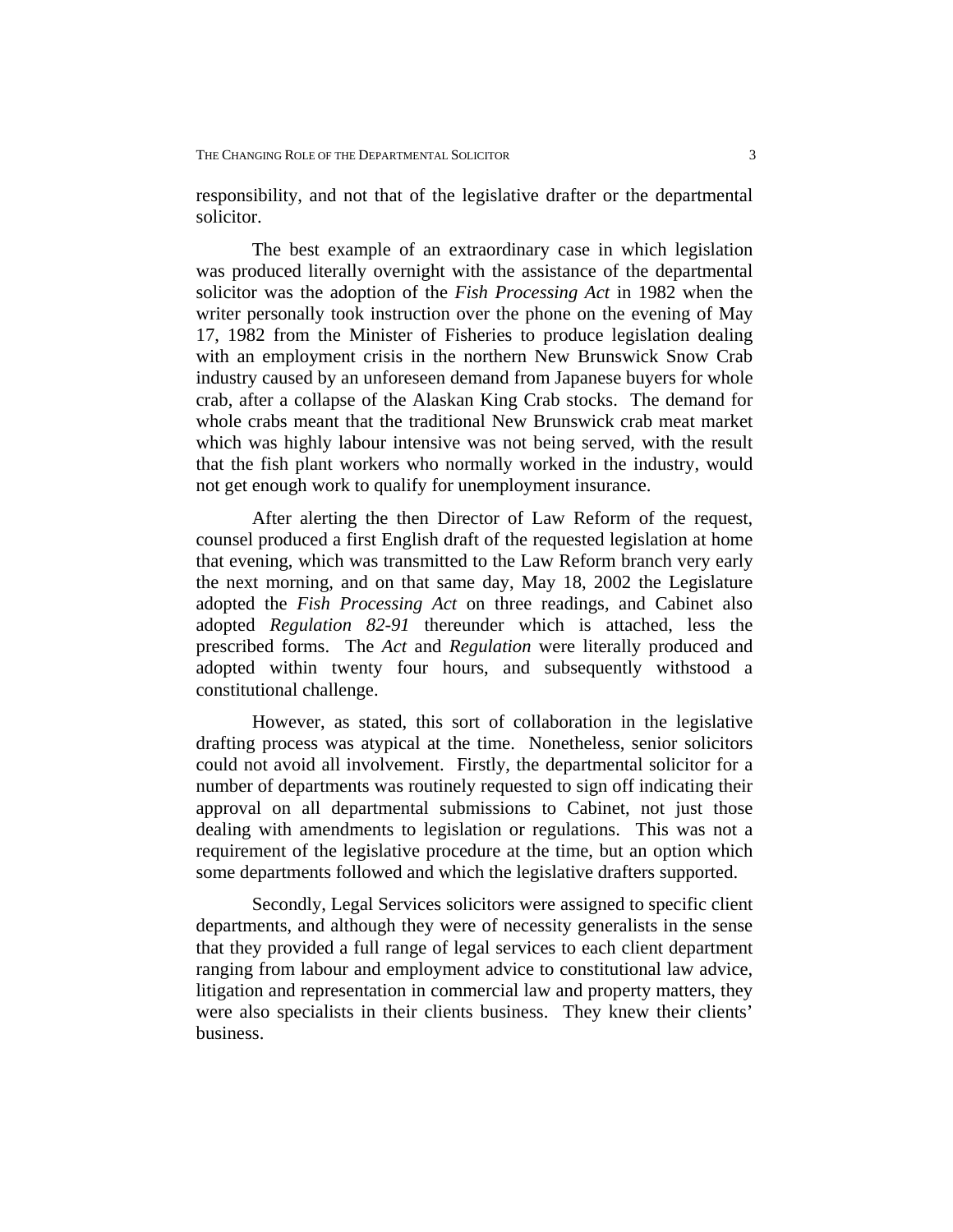responsibility, and not that of the legislative drafter or the departmental solicitor.

The best example of an extraordinary case in which legislation was produced literally overnight with the assistance of the departmental solicitor was the adoption of the *Fish Processing Act* in 1982 when the writer personally took instruction over the phone on the evening of May 17, 1982 from the Minister of Fisheries to produce legislation dealing with an employment crisis in the northern New Brunswick Snow Crab industry caused by an unforeseen demand from Japanese buyers for whole crab, after a collapse of the Alaskan King Crab stocks. The demand for whole crabs meant that the traditional New Brunswick crab meat market which was highly labour intensive was not being served, with the result that the fish plant workers who normally worked in the industry, would not get enough work to qualify for unemployment insurance.

After alerting the then Director of Law Reform of the request, counsel produced a first English draft of the requested legislation at home that evening, which was transmitted to the Law Reform branch very early the next morning, and on that same day, May 18, 2002 the Legislature adopted the *Fish Processing Act* on three readings, and Cabinet also adopted *Regulation 82-91* thereunder which is attached, less the prescribed forms. The *Act* and *Regulation* were literally produced and adopted within twenty four hours, and subsequently withstood a constitutional challenge.

However, as stated, this sort of collaboration in the legislative drafting process was atypical at the time. Nonetheless, senior solicitors could not avoid all involvement. Firstly, the departmental solicitor for a number of departments was routinely requested to sign off indicating their approval on all departmental submissions to Cabinet, not just those dealing with amendments to legislation or regulations. This was not a requirement of the legislative procedure at the time, but an option which some departments followed and which the legislative drafters supported.

Secondly, Legal Services solicitors were assigned to specific client departments, and although they were of necessity generalists in the sense that they provided a full range of legal services to each client department ranging from labour and employment advice to constitutional law advice, litigation and representation in commercial law and property matters, they were also specialists in their clients business. They knew their clients' business.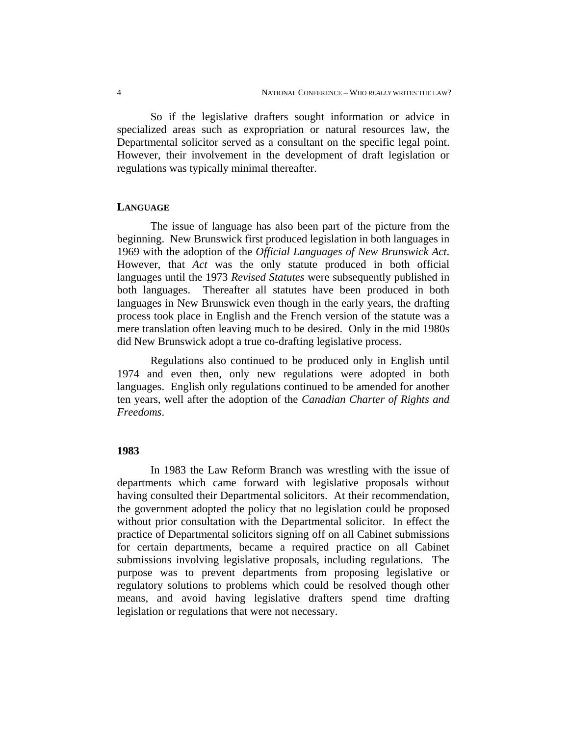So if the legislative drafters sought information or advice in specialized areas such as expropriation or natural resources law, the Departmental solicitor served as a consultant on the specific legal point. However, their involvement in the development of draft legislation or regulations was typically minimal thereafter.

## LANGUAGE

The issue of language has also been part of the picture from the beginning. New Brunswick first produced legislation in both languages in 1969 with the adoption of the *Official Languages of New Brunswick Act*. However, that *Act* was the only statute produced in both official languages until the 1973 *Revised Statutes* were subsequently published in both languages. Thereafter all statutes have been produced in both languages in New Brunswick even though in the early years, the drafting process took place in English and the French version of the statute was a mere translation often leaving much to be desired. Only in the mid 1980s did New Brunswick adopt a true co-drafting legislative process.

Regulations also continued to be produced only in English until 1974 and even then, only new regulations were adopted in both languages. English only regulations continued to be amended for another ten years, well after the adoption of the *Canadian Charter of Rights and Freedoms*.

## 1983

In 1983 the Law Reform Branch was wrestling with the issue of departments which came forward with legislative proposals without having consulted their Departmental solicitors. At their recommendation, the government adopted the policy that no legislation could be proposed without prior consultation with the Departmental solicitor. In effect the practice of Departmental solicitors signing off on all Cabinet submissions for certain departments, became a required practice on all Cabinet submissions involving legislative proposals, including regulations. The purpose was to prevent departments from proposing legislative or regulatory solutions to problems which could be resolved though other means, and avoid having legislative drafters spend time drafting legislation or regulations that were not necessary.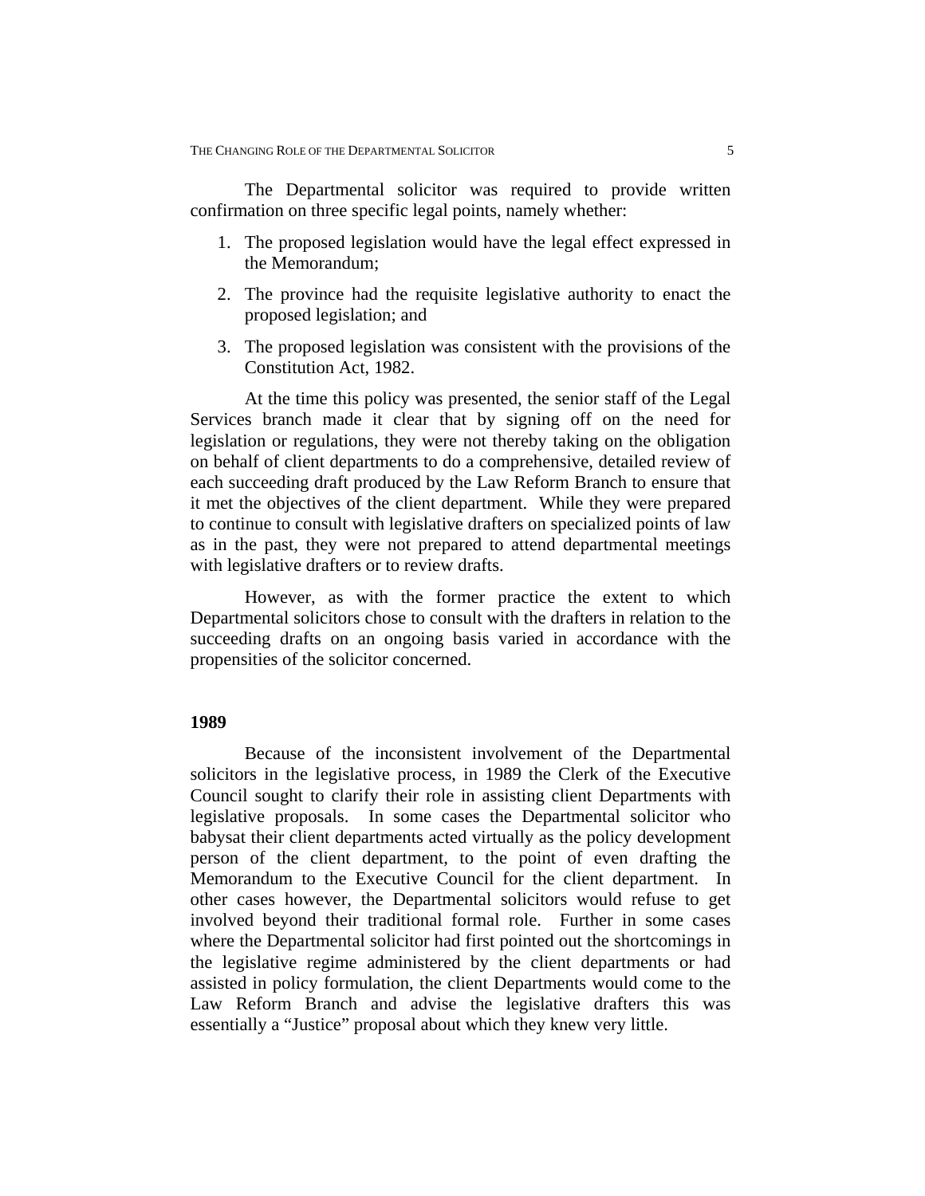The Departmental solicitor was required to provide written confirmation on three specific legal points, namely whether:

1. The proposed legislation would have the legal effect expressed in the Memorandum;
2. The province had the requisite legislative authority to enact the proposed legislation; and
3. The proposed legislation was consistent with the provisions of the Constitution Act, 1982.

At the time this policy was presented, the senior staff of the Legal Services branch made it clear that by signing off on the need for legislation or regulations, they were not thereby taking on the obligation on behalf of client departments to do a comprehensive, detailed review of each succeeding draft produced by the Law Reform Branch to ensure that it met the objectives of the client department. While they were prepared to continue to consult with legislative drafters on specialized points of law as in the past, they were not prepared to attend departmental meetings with legislative drafters or to review drafts.

However, as with the former practice the extent to which Departmental solicitors chose to consult with the drafters in relation to the succeeding drafts on an ongoing basis varied in accordance with the propensities of the solicitor concerned.

**1989**

Because of the inconsistent involvement of the Departmental solicitors in the legislative process, in 1989 the Clerk of the Executive Council sought to clarify their role in assisting client Departments with legislative proposals. In some cases the Departmental solicitor who babysat their client departments acted virtually as the policy development person of the client department, to the point of even drafting the Memorandum to the Executive Council for the client department. In other cases however, the Departmental solicitors would refuse to get involved beyond their traditional formal role. Further in some cases where the Departmental solicitor had first pointed out the shortcomings in the legislative regime administered by the client departments or had assisted in policy formulation, the client Departments would come to the Law Reform Branch and advise the legislative drafters this was essentially a "Justice" proposal about which they knew very little.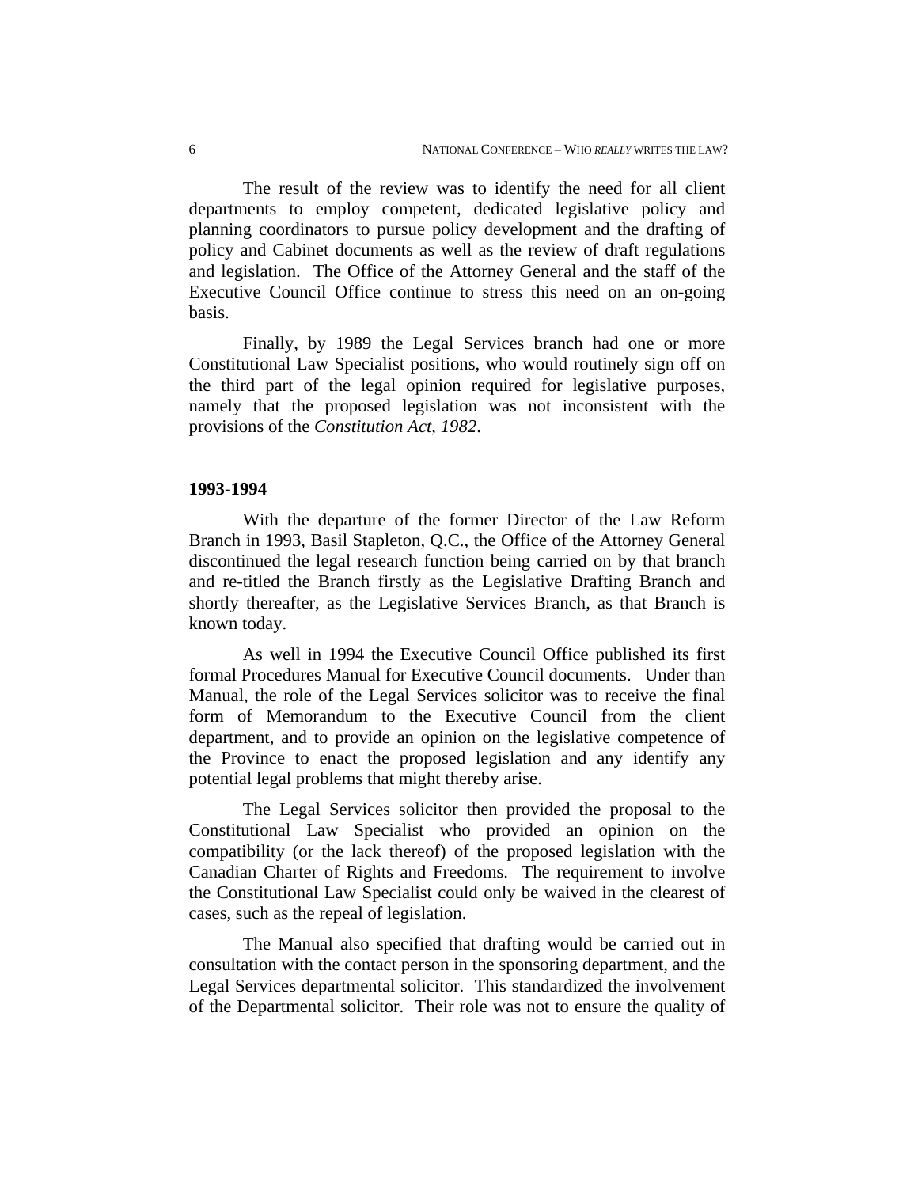The result of the review was to identify the need for all client departments to employ competent, dedicated legislative policy and planning coordinators to pursue policy development and the drafting of policy and Cabinet documents as well as the review of draft regulations and legislation. The Office of the Attorney General and the staff of the Executive Council Office continue to stress this need on an on-going basis.

Finally, by 1989 the Legal Services branch had one or more Constitutional Law Specialist positions, who would routinely sign off on the third part of the legal opinion required for legislative purposes, namely that the proposed legislation was not inconsistent with the provisions of the *Constitution Act, 1982*.

**1993-1994**

With the departure of the former Director of the Law Reform Branch in 1993, Basil Stapleton, Q.C., the Office of the Attorney General discontinued the legal research function being carried on by that branch and re-titled the Branch firstly as the Legislative Drafting Branch and shortly thereafter, as the Legislative Services Branch, as that Branch is known today.

As well in 1994 the Executive Council Office published its first formal Procedures Manual for Executive Council documents. Under than Manual, the role of the Legal Services solicitor was to receive the final form of Memorandum to the Executive Council from the client department, and to provide an opinion on the legislative competence of the Province to enact the proposed legislation and any identify any potential legal problems that might thereby arise.

The Legal Services solicitor then provided the proposal to the Constitutional Law Specialist who provided an opinion on the compatibility (or the lack thereof) of the proposed legislation with the Canadian Charter of Rights and Freedoms. The requirement to involve the Constitutional Law Specialist could only be waived in the clearest of cases, such as the repeal of legislation.

The Manual also specified that drafting would be carried out in consultation with the contact person in the sponsoring department, and the Legal Services departmental solicitor. This standardized the involvement of the Departmental solicitor. Their role was not to ensure the quality of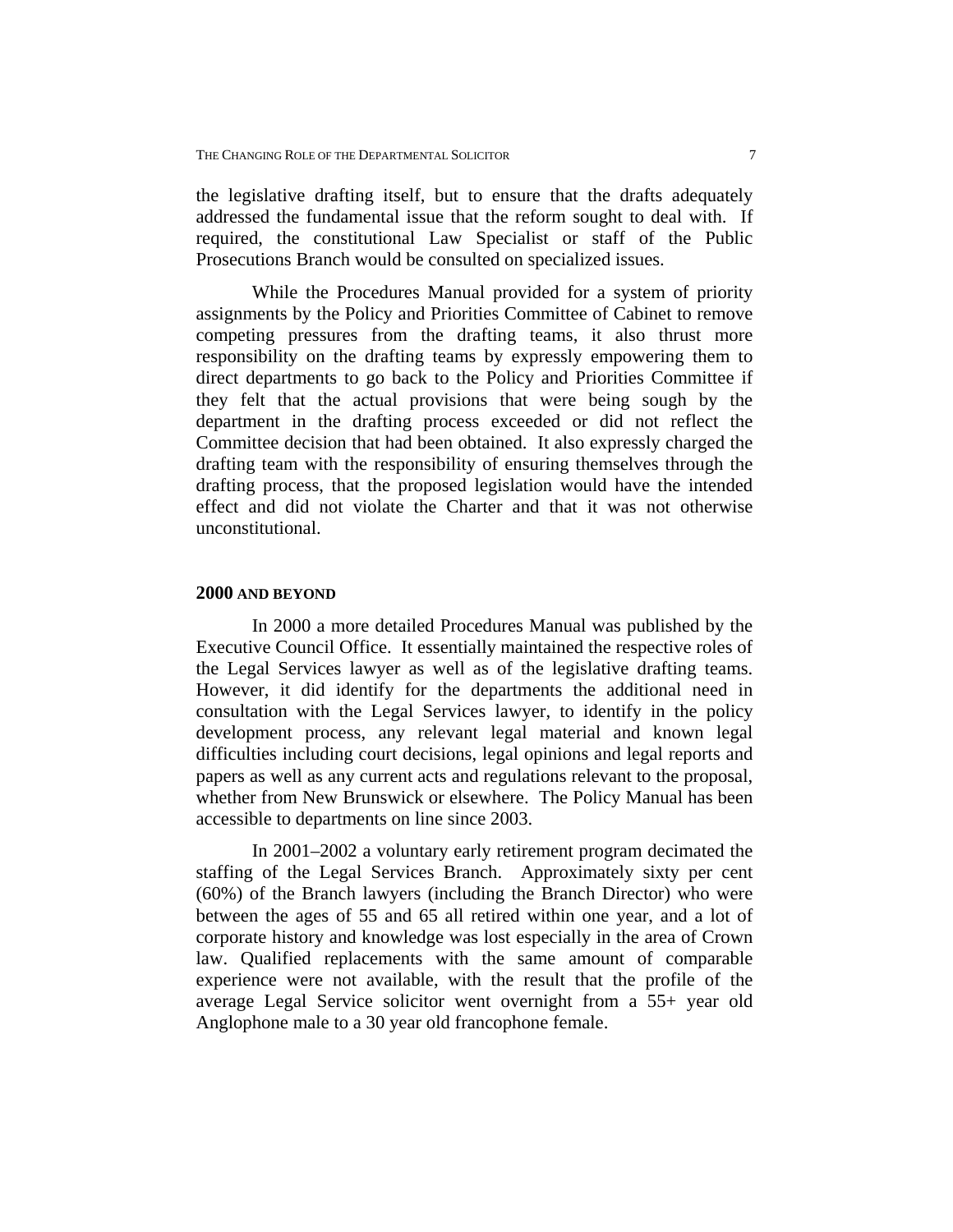the legislative drafting itself, but to ensure that the drafts adequately addressed the fundamental issue that the reform sought to deal with. If required, the constitutional Law Specialist or staff of the Public Prosecutions Branch would be consulted on specialized issues.

While the Procedures Manual provided for a system of priority assignments by the Policy and Priorities Committee of Cabinet to remove competing pressures from the drafting teams, it also thrust more responsibility on the drafting teams by expressly empowering them to direct departments to go back to the Policy and Priorities Committee if they felt that the actual provisions that were being sough by the department in the drafting process exceeded or did not reflect the Committee decision that had been obtained. It also expressly charged the drafting team with the responsibility of ensuring themselves through the drafting process, that the proposed legislation would have the intended effect and did not violate the Charter and that it was not otherwise unconstitutional.

## 2000 AND BEYOND

In 2000 a more detailed Procedures Manual was published by the Executive Council Office. It essentially maintained the respective roles of the Legal Services lawyer as well as of the legislative drafting teams. However, it did identify for the departments the additional need in consultation with the Legal Services lawyer, to identify in the policy development process, any relevant legal material and known legal difficulties including court decisions, legal opinions and legal reports and papers as well as any current acts and regulations relevant to the proposal, whether from New Brunswick or elsewhere. The Policy Manual has been accessible to departments on line since 2003.

In 2001–2002 a voluntary early retirement program decimated the staffing of the Legal Services Branch. Approximately sixty per cent (60%) of the Branch lawyers (including the Branch Director) who were between the ages of 55 and 65 all retired within one year, and a lot of corporate history and knowledge was lost especially in the area of Crown law. Qualified replacements with the same amount of comparable experience were not available, with the result that the profile of the average Legal Service solicitor went overnight from a 55+ year old Anglophone male to a 30 year old francophone female.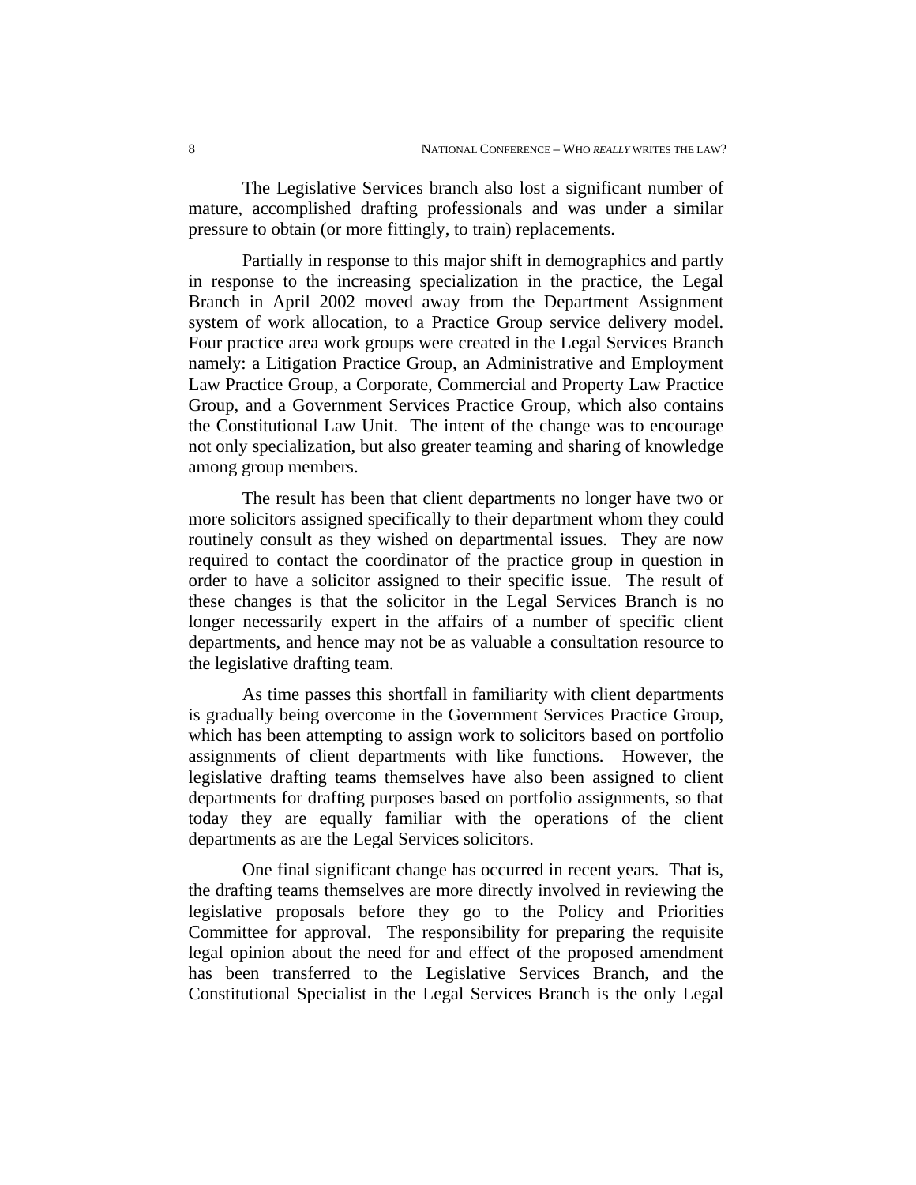The Legislative Services branch also lost a significant number of mature, accomplished drafting professionals and was under a similar pressure to obtain (or more fittingly, to train) replacements.

Partially in response to this major shift in demographics and partly in response to the increasing specialization in the practice, the Legal Branch in April 2002 moved away from the Department Assignment system of work allocation, to a Practice Group service delivery model. Four practice area work groups were created in the Legal Services Branch namely: a Litigation Practice Group, an Administrative and Employment Law Practice Group, a Corporate, Commercial and Property Law Practice Group, and a Government Services Practice Group, which also contains the Constitutional Law Unit. The intent of the change was to encourage not only specialization, but also greater teaming and sharing of knowledge among group members.

The result has been that client departments no longer have two or more solicitors assigned specifically to their department whom they could routinely consult as they wished on departmental issues. They are now required to contact the coordinator of the practice group in question in order to have a solicitor assigned to their specific issue. The result of these changes is that the solicitor in the Legal Services Branch is no longer necessarily expert in the affairs of a number of specific client departments, and hence may not be as valuable a consultation resource to the legislative drafting team.

As time passes this shortfall in familiarity with client departments is gradually being overcome in the Government Services Practice Group, which has been attempting to assign work to solicitors based on portfolio assignments of client departments with like functions. However, the legislative drafting teams themselves have also been assigned to client departments for drafting purposes based on portfolio assignments, so that today they are equally familiar with the operations of the client departments as are the Legal Services solicitors.

One final significant change has occurred in recent years. That is, the drafting teams themselves are more directly involved in reviewing the legislative proposals before they go to the Policy and Priorities Committee for approval. The responsibility for preparing the requisite legal opinion about the need for and effect of the proposed amendment has been transferred to the Legislative Services Branch, and the Constitutional Specialist in the Legal Services Branch is the only Legal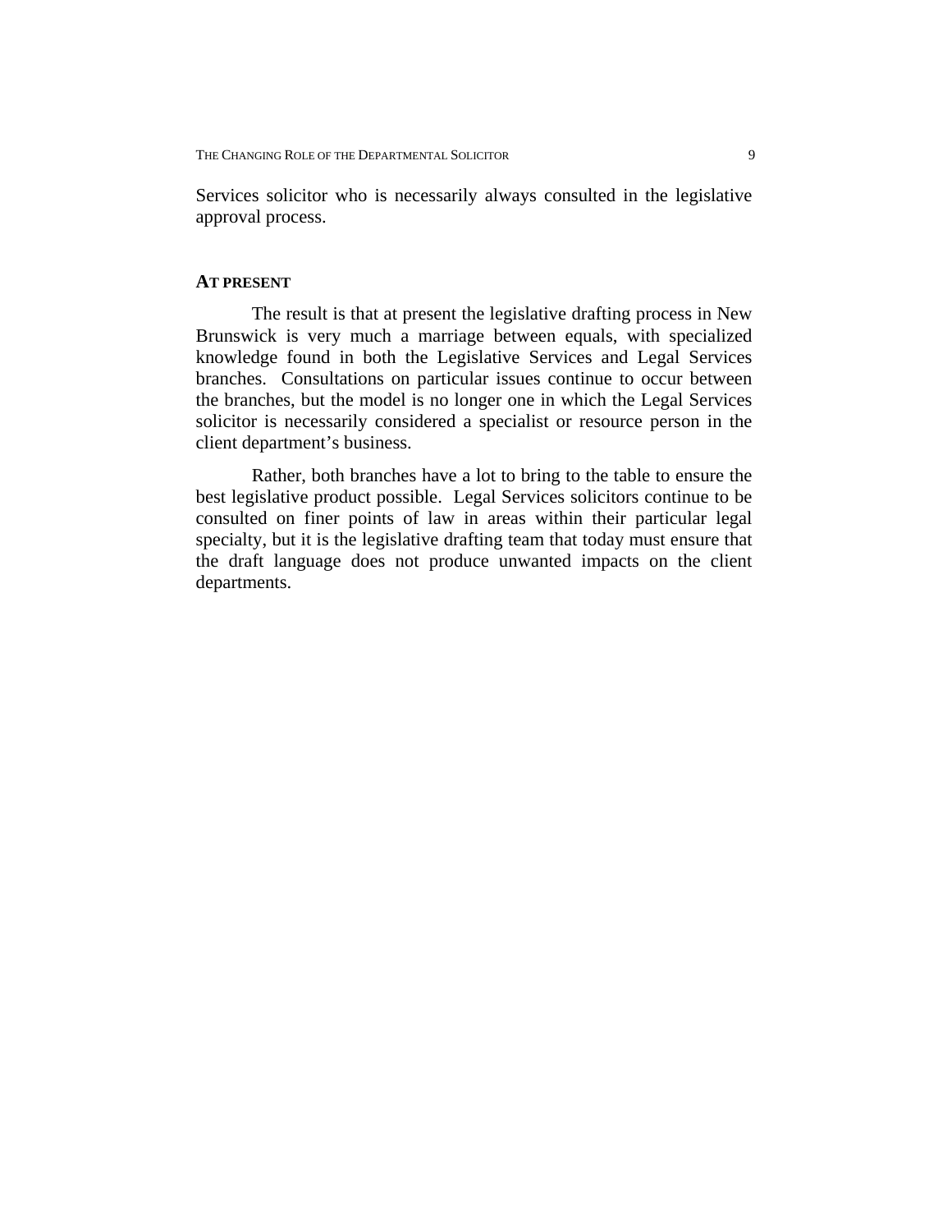Services solicitor who is necessarily always consulted in the legislative approval process.

## AT PRESENT

The result is that at present the legislative drafting process in New Brunswick is very much a marriage between equals, with specialized knowledge found in both the Legislative Services and Legal Services branches. Consultations on particular issues continue to occur between the branches, but the model is no longer one in which the Legal Services solicitor is necessarily considered a specialist or resource person in the client department's business.

Rather, both branches have a lot to bring to the table to ensure the best legislative product possible. Legal Services solicitors continue to be consulted on finer points of law in areas within their particular legal specialty, but it is the legislative drafting team that today must ensure that the draft language does not produce unwanted impacts on the client departments.